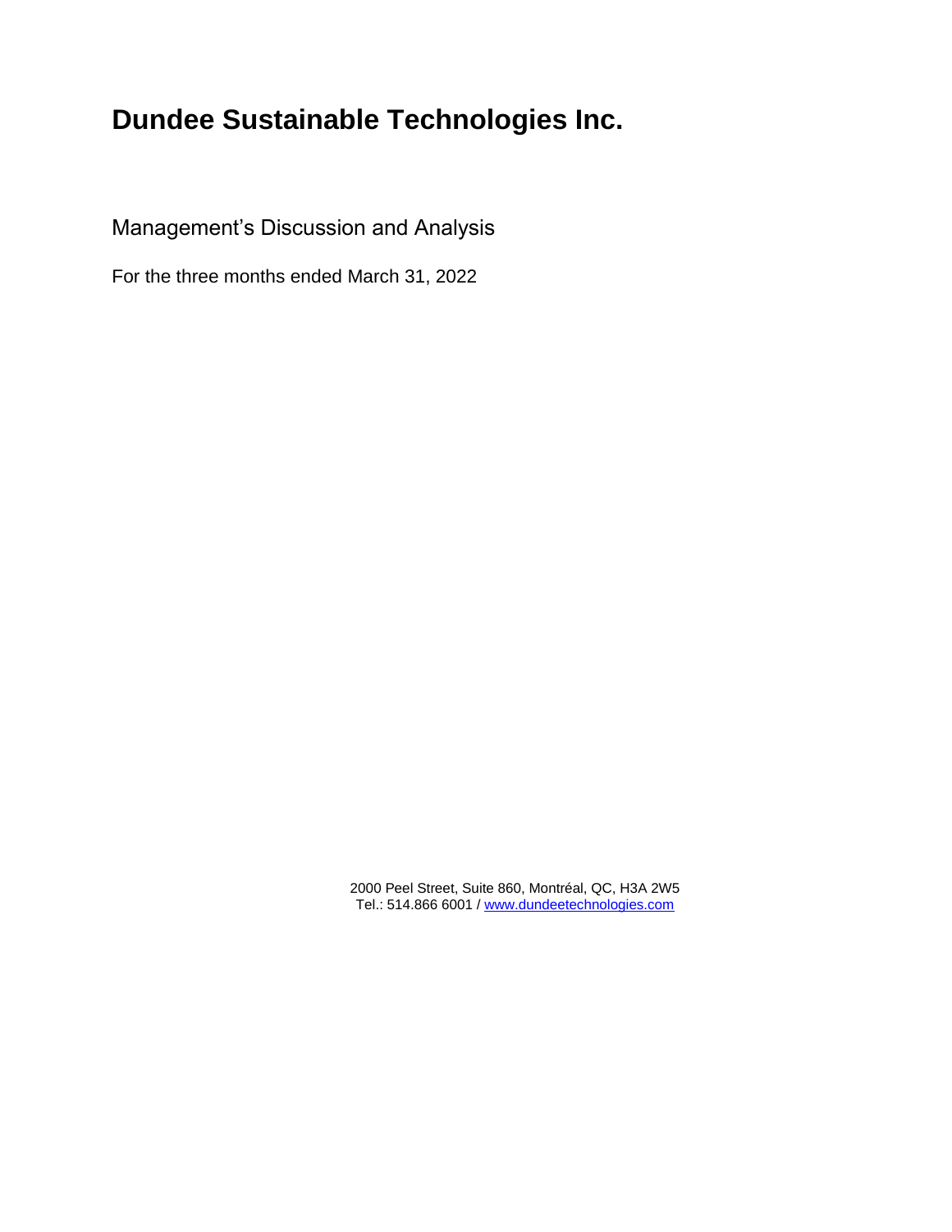# Dundee Sustainable Technologies Inc.

Management's Discussion and Analysis

For the three months ended March 31, 2022

2000 Peel Street, Suite 860, Montréal, QC, H3A 2W5
Tel.: 514.866 6001 / www.dundeetechnologies.com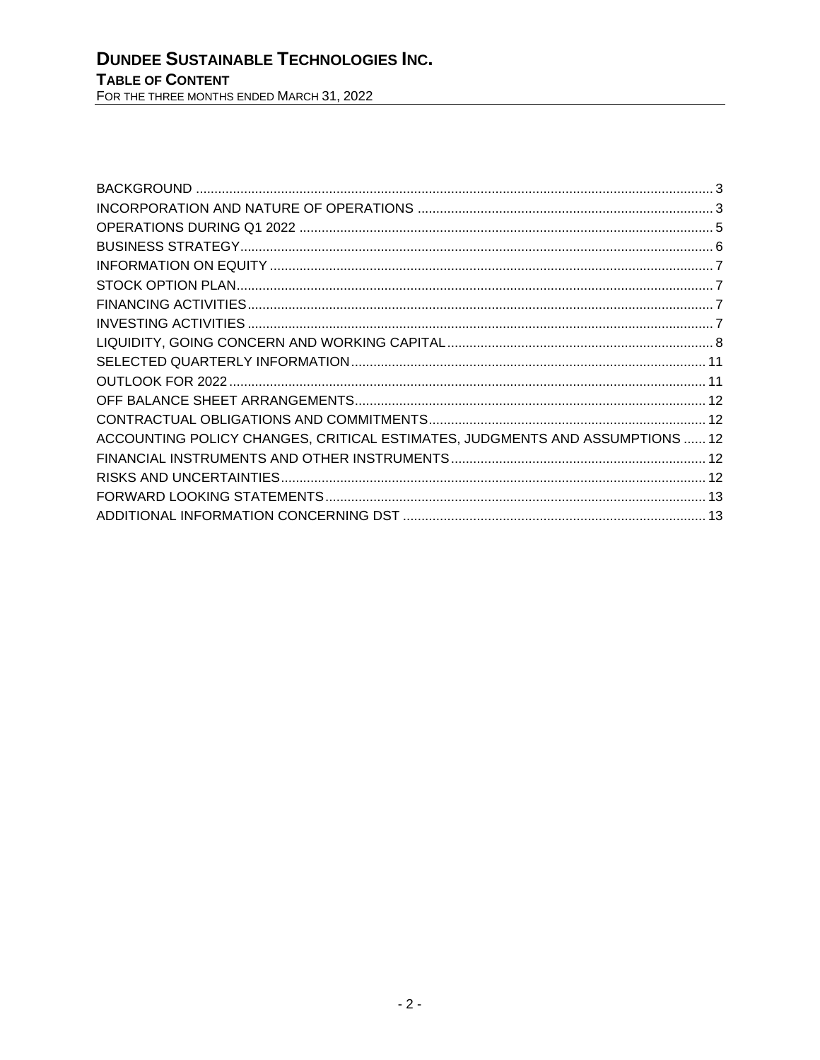# DUNDEE SUSTAINABLE TECHNOLOGIES INC.

## TABLE OF CONTENT

FOR THE THREE MONTHS ENDED MARCH 31, 2022

| | |
|---|---|
| BACKGROUND | 3 |
| INCORPORATION AND NATURE OF OPERATIONS | 3 |
| OPERATIONS DURING Q1 2022 | 5 |
| BUSINESS STRATEGY | 6 |
| INFORMATION ON EQUITY | 7 |
| STOCK OPTION PLAN | 7 |
| FINANCING ACTIVITIES | 7 |
| INVESTING ACTIVITIES | 7 |
| LIQUIDITY, GOING CONCERN AND WORKING CAPITAL | 8 |
| SELECTED QUARTERLY INFORMATION | 11 |
| OUTLOOK FOR 2022 | 11 |
| OFF BALANCE SHEET ARRANGEMENTS | 12 |
| CONTRACTUAL OBLIGATIONS AND COMMITMENTS | 12 |
| ACCOUNTING POLICY CHANGES, CRITICAL ESTIMATES, JUDGMENTS AND ASSUMPTIONS | 12 |
| FINANCIAL INSTRUMENTS AND OTHER INSTRUMENTS | 12 |
| RISKS AND UNCERTAINTIES | 12 |
| FORWARD LOOKING STATEMENTS | 13 |
| ADDITIONAL INFORMATION CONCERNING DST | 13 |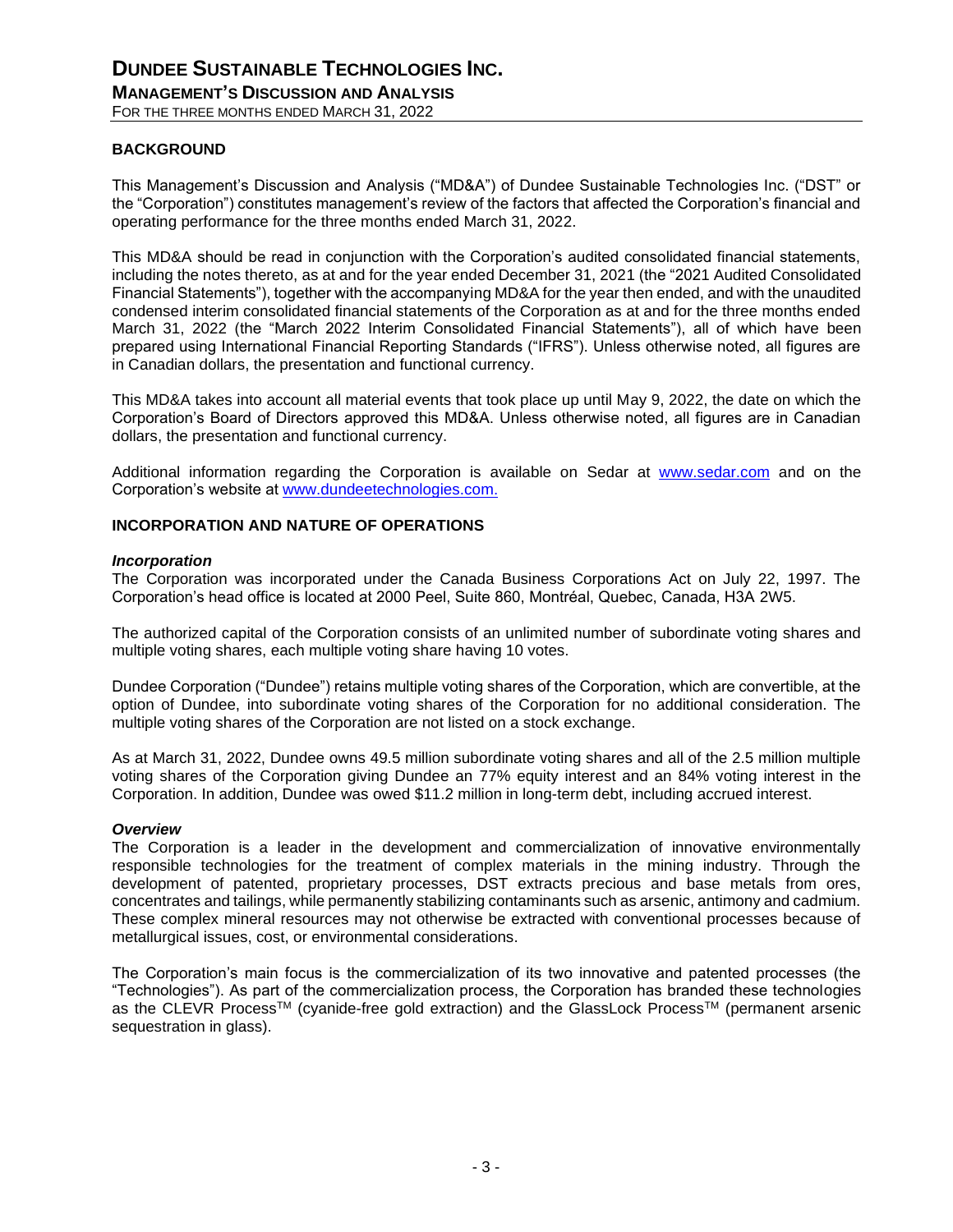## BACKGROUND

This Management's Discussion and Analysis ("MD&A") of Dundee Sustainable Technologies Inc. ("DST" or the "Corporation") constitutes management's review of the factors that affected the Corporation's financial and operating performance for the three months ended March 31, 2022.

This MD&A should be read in conjunction with the Corporation's audited consolidated financial statements, including the notes thereto, as at and for the year ended December 31, 2021 (the "2021 Audited Consolidated Financial Statements"), together with the accompanying MD&A for the year then ended, and with the unaudited condensed interim consolidated financial statements of the Corporation as at and for the three months ended March 31, 2022 (the "March 2022 Interim Consolidated Financial Statements"), all of which have been prepared using International Financial Reporting Standards ("IFRS"). Unless otherwise noted, all figures are in Canadian dollars, the presentation and functional currency.

This MD&A takes into account all material events that took place up until May 9, 2022, the date on which the Corporation's Board of Directors approved this MD&A. Unless otherwise noted, all figures are in Canadian dollars, the presentation and functional currency.

Additional information regarding the Corporation is available on Sedar at www.sedar.com and on the Corporation's website at www.dundeetechnologies.com.

## INCORPORATION AND NATURE OF OPERATIONS

### *Incorporation*

The Corporation was incorporated under the Canada Business Corporations Act on July 22, 1997. The Corporation's head office is located at 2000 Peel, Suite 860, Montréal, Quebec, Canada, H3A 2W5.

The authorized capital of the Corporation consists of an unlimited number of subordinate voting shares and multiple voting shares, each multiple voting share having 10 votes.

Dundee Corporation ("Dundee") retains multiple voting shares of the Corporation, which are convertible, at the option of Dundee, into subordinate voting shares of the Corporation for no additional consideration. The multiple voting shares of the Corporation are not listed on a stock exchange.

As at March 31, 2022, Dundee owns 49.5 million subordinate voting shares and all of the 2.5 million multiple voting shares of the Corporation giving Dundee an 77% equity interest and an 84% voting interest in the Corporation. In addition, Dundee was owed $11.2 million in long-term debt, including accrued interest.

### *Overview*

The Corporation is a leader in the development and commercialization of innovative environmentally responsible technologies for the treatment of complex materials in the mining industry. Through the development of patented, proprietary processes, DST extracts precious and base metals from ores, concentrates and tailings, while permanently stabilizing contaminants such as arsenic, antimony and cadmium. These complex mineral resources may not otherwise be extracted with conventional processes because of metallurgical issues, cost, or environmental considerations.

The Corporation's main focus is the commercialization of its two innovative and patented processes (the "Technologies"). As part of the commercialization process, the Corporation has branded these technologies as the CLEVR Process™ (cyanide-free gold extraction) and the GlassLock Process™ (permanent arsenic sequestration in glass).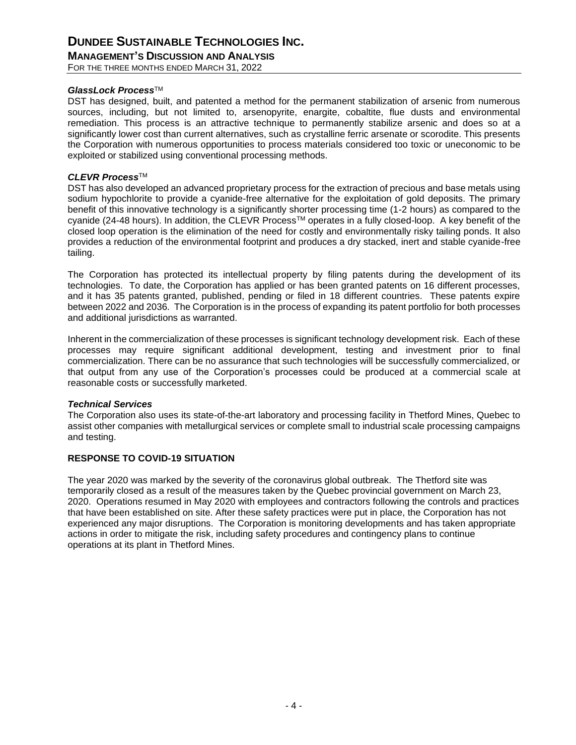***GlassLock Process***™

DST has designed, built, and patented a method for the permanent stabilization of arsenic from numerous sources, including, but not limited to, arsenopyrite, enargite, cobaltite, flue dusts and environmental remediation. This process is an attractive technique to permanently stabilize arsenic and does so at a significantly lower cost than current alternatives, such as crystalline ferric arsenate or scorodite. This presents the Corporation with numerous opportunities to process materials considered too toxic or uneconomic to be exploited or stabilized using conventional processing methods.

***CLEVR Process***™

DST has also developed an advanced proprietary process for the extraction of precious and base metals using sodium hypochlorite to provide a cyanide-free alternative for the exploitation of gold deposits. The primary benefit of this innovative technology is a significantly shorter processing time (1-2 hours) as compared to the cyanide (24-48 hours). In addition, the CLEVR Process™ operates in a fully closed-loop. A key benefit of the closed loop operation is the elimination of the need for costly and environmentally risky tailing ponds. It also provides a reduction of the environmental footprint and produces a dry stacked, inert and stable cyanide-free tailing.

The Corporation has protected its intellectual property by filing patents during the development of its technologies. To date, the Corporation has applied or has been granted patents on 16 different processes, and it has 35 patents granted, published, pending or filed in 18 different countries. These patents expire between 2022 and 2036. The Corporation is in the process of expanding its patent portfolio for both processes and additional jurisdictions as warranted.

Inherent in the commercialization of these processes is significant technology development risk. Each of these processes may require significant additional development, testing and investment prior to final commercialization. There can be no assurance that such technologies will be successfully commercialized, or that output from any use of the Corporation's processes could be produced at a commercial scale at reasonable costs or successfully marketed.

***Technical Services***

The Corporation also uses its state-of-the-art laboratory and processing facility in Thetford Mines, Quebec to assist other companies with metallurgical services or complete small to industrial scale processing campaigns and testing.

## RESPONSE TO COVID-19 SITUATION

The year 2020 was marked by the severity of the coronavirus global outbreak. The Thetford site was temporarily closed as a result of the measures taken by the Quebec provincial government on March 23, 2020. Operations resumed in May 2020 with employees and contractors following the controls and practices that have been established on site. After these safety practices were put in place, the Corporation has not experienced any major disruptions. The Corporation is monitoring developments and has taken appropriate actions in order to mitigate the risk, including safety procedures and contingency plans to continue operations at its plant in Thetford Mines.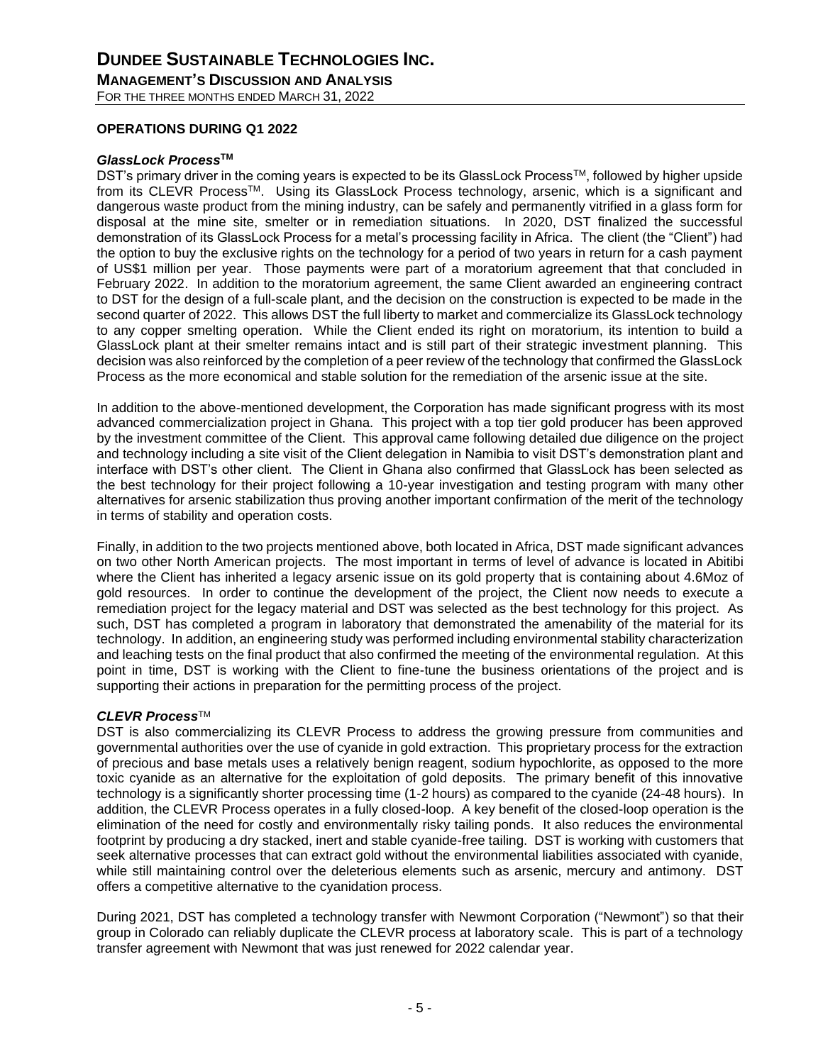## OPERATIONS DURING Q1 2022

### *GlassLock Process™*

DST's primary driver in the coming years is expected to be its GlassLock Process™, followed by higher upside from its CLEVR Process™. Using its GlassLock Process technology, arsenic, which is a significant and dangerous waste product from the mining industry, can be safely and permanently vitrified in a glass form for disposal at the mine site, smelter or in remediation situations. In 2020, DST finalized the successful demonstration of its GlassLock Process for a metal's processing facility in Africa. The client (the "Client") had the option to buy the exclusive rights on the technology for a period of two years in return for a cash payment of US$1 million per year. Those payments were part of a moratorium agreement that that concluded in February 2022. In addition to the moratorium agreement, the same Client awarded an engineering contract to DST for the design of a full-scale plant, and the decision on the construction is expected to be made in the second quarter of 2022. This allows DST the full liberty to market and commercialize its GlassLock technology to any copper smelting operation. While the Client ended its right on moratorium, its intention to build a GlassLock plant at their smelter remains intact and is still part of their strategic investment planning. This decision was also reinforced by the completion of a peer review of the technology that confirmed the GlassLock Process as the more economical and stable solution for the remediation of the arsenic issue at the site.

In addition to the above-mentioned development, the Corporation has made significant progress with its most advanced commercialization project in Ghana. This project with a top tier gold producer has been approved by the investment committee of the Client. This approval came following detailed due diligence on the project and technology including a site visit of the Client delegation in Namibia to visit DST's demonstration plant and interface with DST's other client. The Client in Ghana also confirmed that GlassLock has been selected as the best technology for their project following a 10-year investigation and testing program with many other alternatives for arsenic stabilization thus proving another important confirmation of the merit of the technology in terms of stability and operation costs.

Finally, in addition to the two projects mentioned above, both located in Africa, DST made significant advances on two other North American projects. The most important in terms of level of advance is located in Abitibi where the Client has inherited a legacy arsenic issue on its gold property that is containing about 4.6Moz of gold resources. In order to continue the development of the project, the Client now needs to execute a remediation project for the legacy material and DST was selected as the best technology for this project. As such, DST has completed a program in laboratory that demonstrated the amenability of the material for its technology. In addition, an engineering study was performed including environmental stability characterization and leaching tests on the final product that also confirmed the meeting of the environmental regulation. At this point in time, DST is working with the Client to fine-tune the business orientations of the project and is supporting their actions in preparation for the permitting process of the project.

### *CLEVR Process™*

DST is also commercializing its CLEVR Process to address the growing pressure from communities and governmental authorities over the use of cyanide in gold extraction. This proprietary process for the extraction of precious and base metals uses a relatively benign reagent, sodium hypochlorite, as opposed to the more toxic cyanide as an alternative for the exploitation of gold deposits. The primary benefit of this innovative technology is a significantly shorter processing time (1-2 hours) as compared to the cyanide (24-48 hours). In addition, the CLEVR Process operates in a fully closed-loop. A key benefit of the closed-loop operation is the elimination of the need for costly and environmentally risky tailing ponds. It also reduces the environmental footprint by producing a dry stacked, inert and stable cyanide-free tailing. DST is working with customers that seek alternative processes that can extract gold without the environmental liabilities associated with cyanide, while still maintaining control over the deleterious elements such as arsenic, mercury and antimony. DST offers a competitive alternative to the cyanidation process.

During 2021, DST has completed a technology transfer with Newmont Corporation ("Newmont") so that their group in Colorado can reliably duplicate the CLEVR process at laboratory scale. This is part of a technology transfer agreement with Newmont that was just renewed for 2022 calendar year.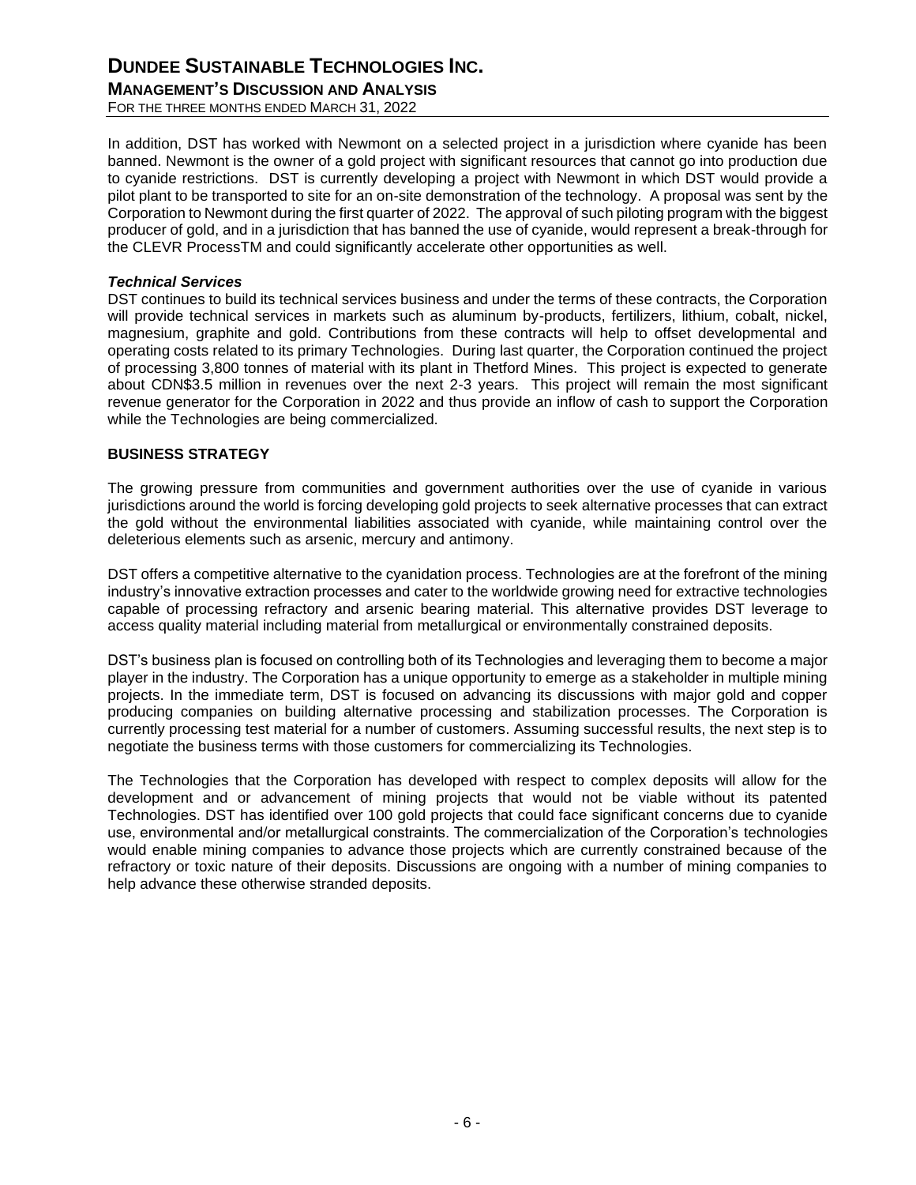In addition, DST has worked with Newmont on a selected project in a jurisdiction where cyanide has been banned. Newmont is the owner of a gold project with significant resources that cannot go into production due to cyanide restrictions. DST is currently developing a project with Newmont in which DST would provide a pilot plant to be transported to site for an on-site demonstration of the technology. A proposal was sent by the Corporation to Newmont during the first quarter of 2022. The approval of such piloting program with the biggest producer of gold, and in a jurisdiction that has banned the use of cyanide, would represent a break-through for the CLEVR ProcessTM and could significantly accelerate other opportunities as well.

***Technical Services***

DST continues to build its technical services business and under the terms of these contracts, the Corporation will provide technical services in markets such as aluminum by-products, fertilizers, lithium, cobalt, nickel, magnesium, graphite and gold. Contributions from these contracts will help to offset developmental and operating costs related to its primary Technologies. During last quarter, the Corporation continued the project of processing 3,800 tonnes of material with its plant in Thetford Mines. This project is expected to generate about CDN$3.5 million in revenues over the next 2-3 years. This project will remain the most significant revenue generator for the Corporation in 2022 and thus provide an inflow of cash to support the Corporation while the Technologies are being commercialized.

## BUSINESS STRATEGY

The growing pressure from communities and government authorities over the use of cyanide in various jurisdictions around the world is forcing developing gold projects to seek alternative processes that can extract the gold without the environmental liabilities associated with cyanide, while maintaining control over the deleterious elements such as arsenic, mercury and antimony.

DST offers a competitive alternative to the cyanidation process. Technologies are at the forefront of the mining industry's innovative extraction processes and cater to the worldwide growing need for extractive technologies capable of processing refractory and arsenic bearing material. This alternative provides DST leverage to access quality material including material from metallurgical or environmentally constrained deposits.

DST's business plan is focused on controlling both of its Technologies and leveraging them to become a major player in the industry. The Corporation has a unique opportunity to emerge as a stakeholder in multiple mining projects. In the immediate term, DST is focused on advancing its discussions with major gold and copper producing companies on building alternative processing and stabilization processes. The Corporation is currently processing test material for a number of customers. Assuming successful results, the next step is to negotiate the business terms with those customers for commercializing its Technologies.

The Technologies that the Corporation has developed with respect to complex deposits will allow for the development and or advancement of mining projects that would not be viable without its patented Technologies. DST has identified over 100 gold projects that could face significant concerns due to cyanide use, environmental and/or metallurgical constraints. The commercialization of the Corporation's technologies would enable mining companies to advance those projects which are currently constrained because of the refractory or toxic nature of their deposits. Discussions are ongoing with a number of mining companies to help advance these otherwise stranded deposits.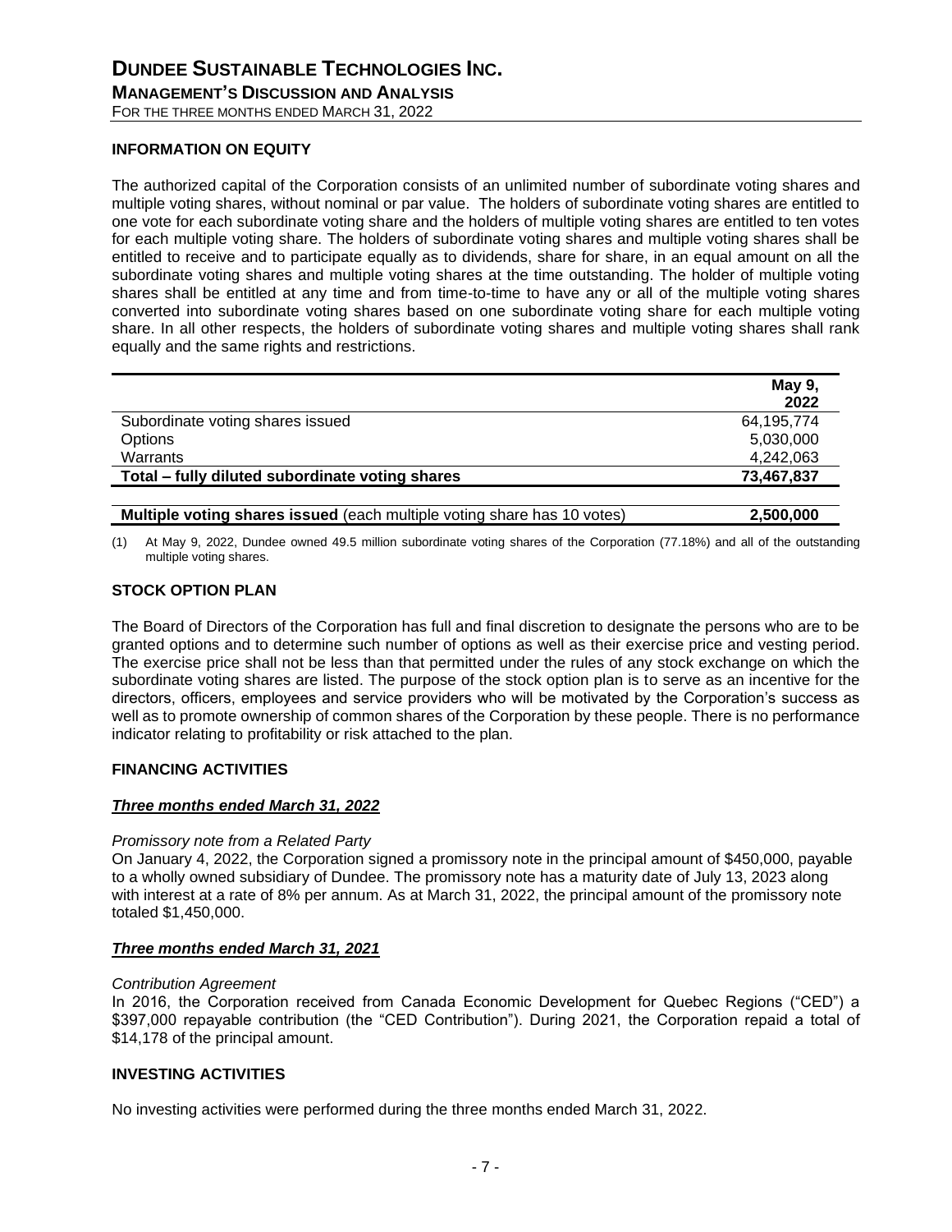## INFORMATION ON EQUITY

The authorized capital of the Corporation consists of an unlimited number of subordinate voting shares and multiple voting shares, without nominal or par value. The holders of subordinate voting shares are entitled to one vote for each subordinate voting share and the holders of multiple voting shares are entitled to ten votes for each multiple voting share. The holders of subordinate voting shares and multiple voting shares shall be entitled to receive and to participate equally as to dividends, share for share, in an equal amount on all the subordinate voting shares and multiple voting shares at the time outstanding. The holder of multiple voting shares shall be entitled at any time and from time-to-time to have any or all of the multiple voting shares converted into subordinate voting shares based on one subordinate voting share for each multiple voting share. In all other respects, the holders of subordinate voting shares and multiple voting shares shall rank equally and the same rights and restrictions.

| | May 9, 2022 |
|---|---|
| Subordinate voting shares issued | 64,195,774 |
| Options | 5,030,000 |
| Warrants | 4,242,063 |
| **Total – fully diluted subordinate voting shares** | **73,467,837** |
| | |
| **Multiple voting shares issued** (each multiple voting share has 10 votes) | **2,500,000** |

(1) At May 9, 2022, Dundee owned 49.5 million subordinate voting shares of the Corporation (77.18%) and all of the outstanding multiple voting shares.

## STOCK OPTION PLAN

The Board of Directors of the Corporation has full and final discretion to designate the persons who are to be granted options and to determine such number of options as well as their exercise price and vesting period. The exercise price shall not be less than that permitted under the rules of any stock exchange on which the subordinate voting shares are listed. The purpose of the stock option plan is to serve as an incentive for the directors, officers, employees and service providers who will be motivated by the Corporation's success as well as to promote ownership of common shares of the Corporation by these people. There is no performance indicator relating to profitability or risk attached to the plan.

## FINANCING ACTIVITIES

### ***Three months ended March 31, 2022***

*Promissory note from a Related Party*

On January 4, 2022, the Corporation signed a promissory note in the principal amount of $450,000, payable to a wholly owned subsidiary of Dundee. The promissory note has a maturity date of July 13, 2023 along with interest at a rate of 8% per annum. As at March 31, 2022, the principal amount of the promissory note totaled $1,450,000.

### ***Three months ended March 31, 2021***

*Contribution Agreement*

In 2016, the Corporation received from Canada Economic Development for Quebec Regions ("CED") a $397,000 repayable contribution (the "CED Contribution"). During 2021, the Corporation repaid a total of $14,178 of the principal amount.

## INVESTING ACTIVITIES

No investing activities were performed during the three months ended March 31, 2022.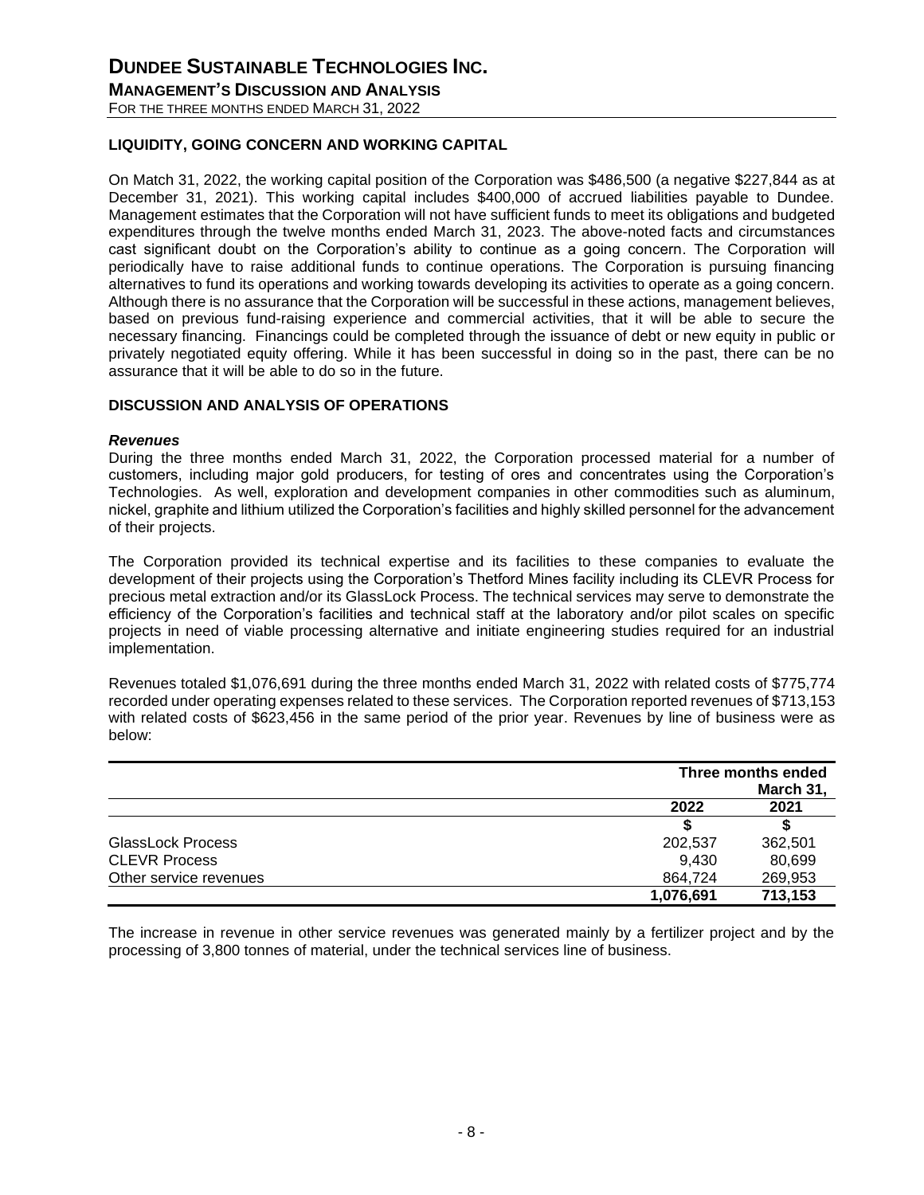## LIQUIDITY, GOING CONCERN AND WORKING CAPITAL

On Match 31, 2022, the working capital position of the Corporation was $486,500 (a negative $227,844 as at December 31, 2021). This working capital includes $400,000 of accrued liabilities payable to Dundee. Management estimates that the Corporation will not have sufficient funds to meet its obligations and budgeted expenditures through the twelve months ended March 31, 2023. The above-noted facts and circumstances cast significant doubt on the Corporation's ability to continue as a going concern. The Corporation will periodically have to raise additional funds to continue operations. The Corporation is pursuing financing alternatives to fund its operations and working towards developing its activities to operate as a going concern. Although there is no assurance that the Corporation will be successful in these actions, management believes, based on previous fund-raising experience and commercial activities, that it will be able to secure the necessary financing. Financings could be completed through the issuance of debt or new equity in public or privately negotiated equity offering. While it has been successful in doing so in the past, there can be no assurance that it will be able to do so in the future.

## DISCUSSION AND ANALYSIS OF OPERATIONS

***Revenues***

During the three months ended March 31, 2022, the Corporation processed material for a number of customers, including major gold producers, for testing of ores and concentrates using the Corporation's Technologies. As well, exploration and development companies in other commodities such as aluminum, nickel, graphite and lithium utilized the Corporation's facilities and highly skilled personnel for the advancement of their projects.

The Corporation provided its technical expertise and its facilities to these companies to evaluate the development of their projects using the Corporation's Thetford Mines facility including its CLEVR Process for precious metal extraction and/or its GlassLock Process. The technical services may serve to demonstrate the efficiency of the Corporation's facilities and technical staff at the laboratory and/or pilot scales on specific projects in need of viable processing alternative and initiate engineering studies required for an industrial implementation.

Revenues totaled $1,076,691 during the three months ended March 31, 2022 with related costs of $775,774 recorded under operating expenses related to these services. The Corporation reported revenues of $713,153 with related costs of $623,456 in the same period of the prior year. Revenues by line of business were as below:

| | Three months ended March 31, | |
|---|---|---|
| | **2022** | **2021** |
| | **$** | **$** |
| GlassLock Process | 202,537 | 362,501 |
| CLEVR Process | 9,430 | 80,699 |
| Other service revenues | 864,724 | 269,953 |
| | **1,076,691** | **713,153** |

The increase in revenue in other service revenues was generated mainly by a fertilizer project and by the processing of 3,800 tonnes of material, under the technical services line of business.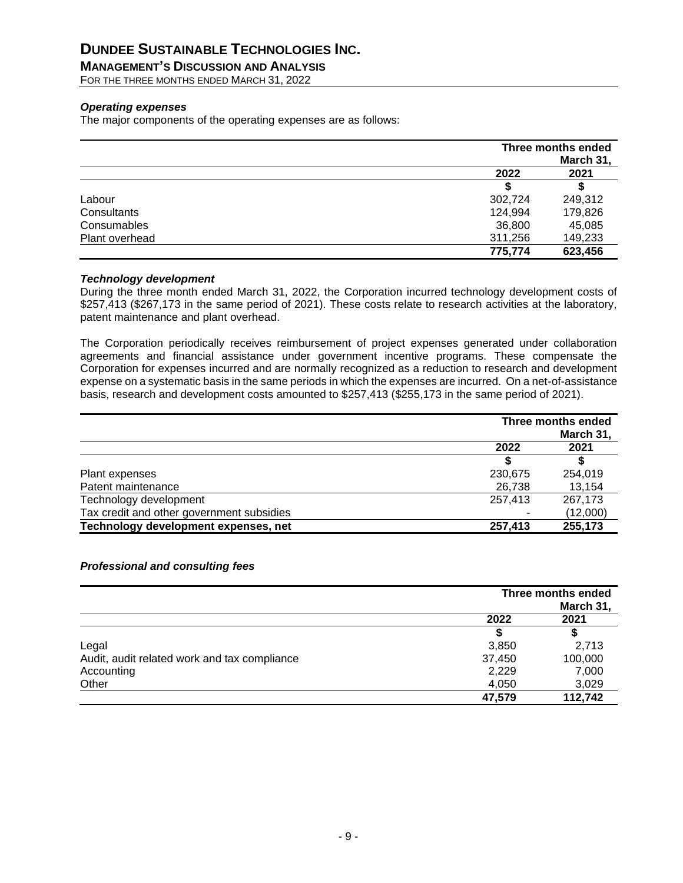### *Operating expenses*

The major components of the operating expenses are as follows:

| | Three months ended March 31, | |
|---|---|---|
| | 2022 | 2021 |
| | $ | $ |
| Labour | 302,724 | 249,312 |
| Consultants | 124,994 | 179,826 |
| Consumables | 36,800 | 45,085 |
| Plant overhead | 311,256 | 149,233 |
| | **775,774** | **623,456** |

### *Technology development*

During the three month ended March 31, 2022, the Corporation incurred technology development costs of $257,413 ($267,173 in the same period of 2021). These costs relate to research activities at the laboratory, patent maintenance and plant overhead.

The Corporation periodically receives reimbursement of project expenses generated under collaboration agreements and financial assistance under government incentive programs. These compensate the Corporation for expenses incurred and are normally recognized as a reduction to research and development expense on a systematic basis in the same periods in which the expenses are incurred. On a net-of-assistance basis, research and development costs amounted to $257,413 ($255,173 in the same period of 2021).

| | Three months ended March 31, | |
|---|---|---|
| | 2022 | 2021 |
| | $ | $ |
| Plant expenses | 230,675 | 254,019 |
| Patent maintenance | 26,738 | 13,154 |
| Technology development | 257,413 | 267,173 |
| Tax credit and other government subsidies | - | (12,000) |
| **Technology development expenses, net** | **257,413** | **255,173** |

### *Professional and consulting fees*

| | Three months ended March 31, | |
|---|---|---|
| | 2022 | 2021 |
| | $ | $ |
| Legal | 3,850 | 2,713 |
| Audit, audit related work and tax compliance | 37,450 | 100,000 |
| Accounting | 2,229 | 7,000 |
| Other | 4,050 | 3,029 |
| | **47,579** | **112,742** |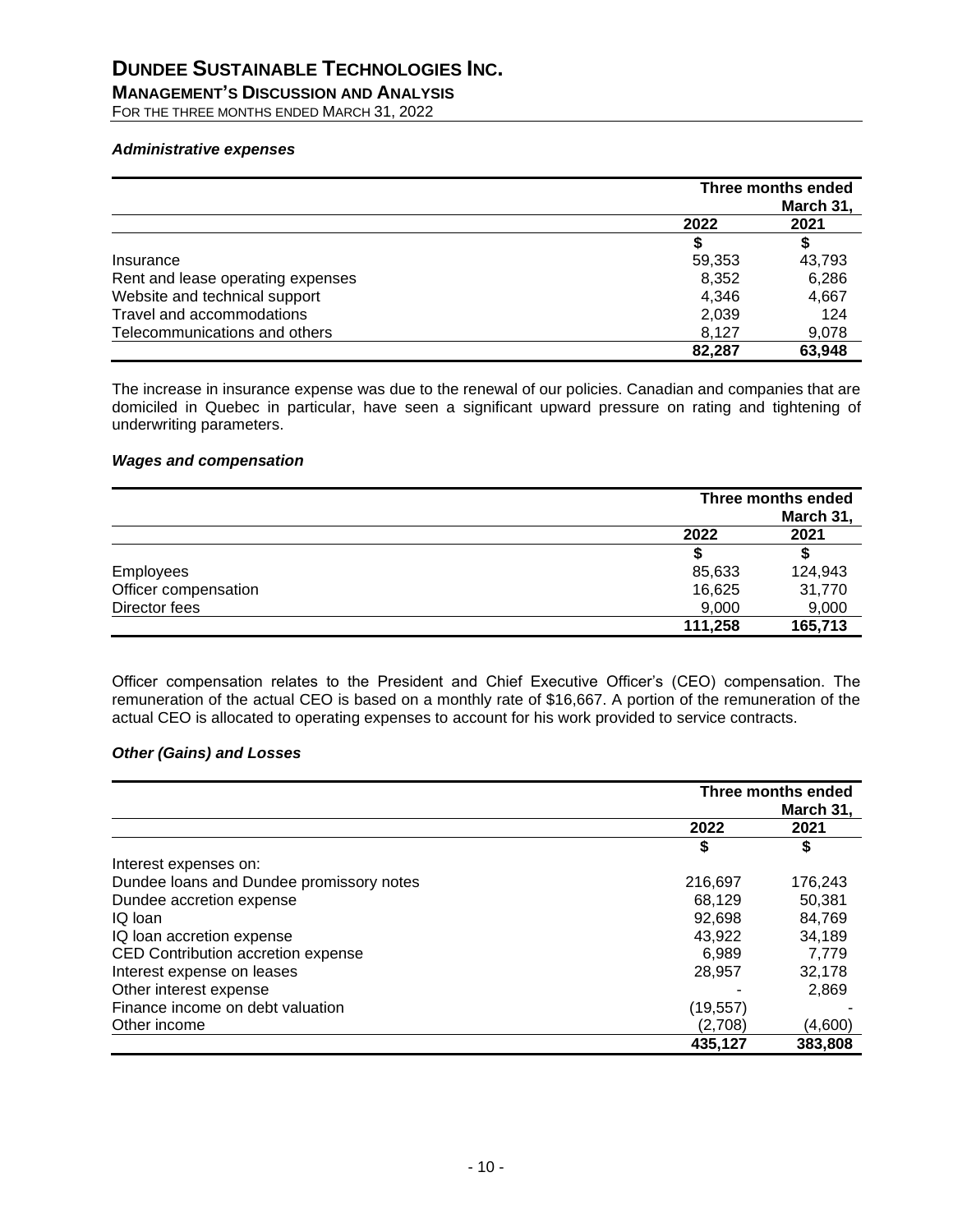### *Administrative expenses*

| | Three months ended March 31, | |
|---|---|---|
| | 2022 | 2021 |
| | $ | $ |
| Insurance | 59,353 | 43,793 |
| Rent and lease operating expenses | 8,352 | 6,286 |
| Website and technical support | 4,346 | 4,667 |
| Travel and accommodations | 2,039 | 124 |
| Telecommunications and others | 8,127 | 9,078 |
| | **82,287** | **63,948** |

The increase in insurance expense was due to the renewal of our policies. Canadian and companies that are domiciled in Quebec in particular, have seen a significant upward pressure on rating and tightening of underwriting parameters.

### *Wages and compensation*

| | Three months ended March 31, | |
|---|---|---|
| | 2022 | 2021 |
| | $ | $ |
| Employees | 85,633 | 124,943 |
| Officer compensation | 16,625 | 31,770 |
| Director fees | 9,000 | 9,000 |
| | **111,258** | **165,713** |

Officer compensation relates to the President and Chief Executive Officer's (CEO) compensation. The remuneration of the actual CEO is based on a monthly rate of $16,667. A portion of the remuneration of the actual CEO is allocated to operating expenses to account for his work provided to service contracts.

### *Other (Gains) and Losses*

| | Three months ended March 31, | |
|---|---|---|
| | 2022 | 2021 |
| | $ | $ |
| Interest expenses on: | | |
| Dundee loans and Dundee promissory notes | 216,697 | 176,243 |
| Dundee accretion expense | 68,129 | 50,381 |
| IQ loan | 92,698 | 84,769 |
| IQ loan accretion expense | 43,922 | 34,189 |
| CED Contribution accretion expense | 6,989 | 7,779 |
| Interest expense on leases | 28,957 | 32,178 |
| Other interest expense | - | 2,869 |
| Finance income on debt valuation | (19,557) | - |
| Other income | (2,708) | (4,600) |
| | **435,127** | **383,808** |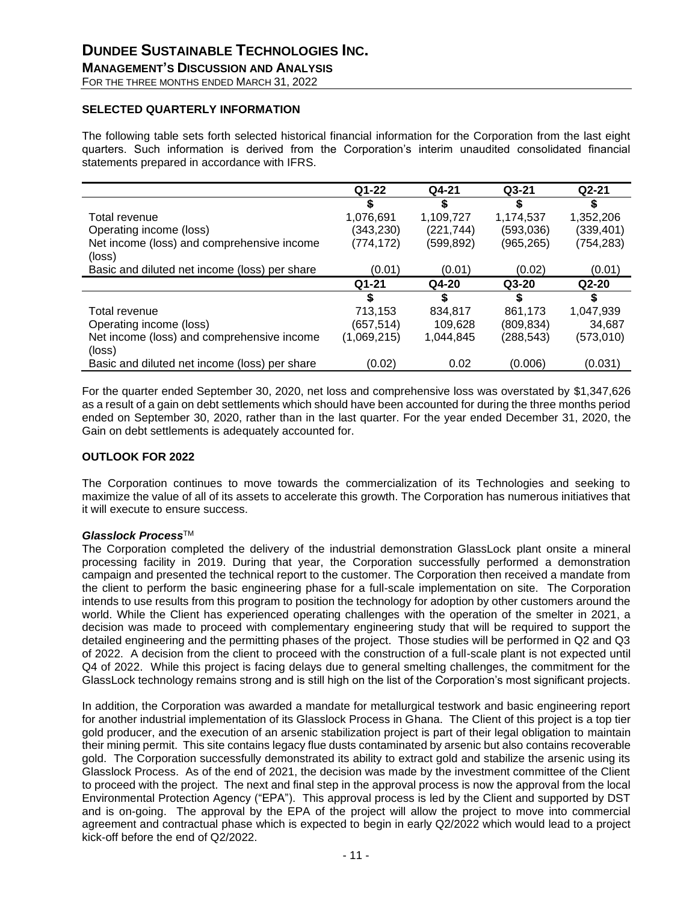## SELECTED QUARTERLY INFORMATION

The following table sets forth selected historical financial information for the Corporation from the last eight quarters. Such information is derived from the Corporation's interim unaudited consolidated financial statements prepared in accordance with IFRS.

| | Q1-22 | Q4-21 | Q3-21 | Q2-21 |
|---|---|---|---|---|
| | $ | $ | $ | $ |
| Total revenue | 1,076,691 | 1,109,727 | 1,174,537 | 1,352,206 |
| Operating income (loss) | (343,230) | (221,744) | (593,036) | (339,401) |
| Net income (loss) and comprehensive income (loss) | (774,172) | (599,892) | (965,265) | (754,283) |
| Basic and diluted net income (loss) per share | (0.01) | (0.01) | (0.02) | (0.01) |
| | **Q1-21** | **Q4-20** | **Q3-20** | **Q2-20** |
| | $ | $ | $ | $ |
| Total revenue | 713,153 | 834,817 | 861,173 | 1,047,939 |
| Operating income (loss) | (657,514) | 109,628 | (809,834) | 34,687 |
| Net income (loss) and comprehensive income (loss) | (1,069,215) | 1,044,845 | (288,543) | (573,010) |
| Basic and diluted net income (loss) per share | (0.02) | 0.02 | (0.006) | (0.031) |

For the quarter ended September 30, 2020, net loss and comprehensive loss was overstated by $1,347,626 as a result of a gain on debt settlements which should have been accounted for during the three months period ended on September 30, 2020, rather than in the last quarter. For the year ended December 31, 2020, the Gain on debt settlements is adequately accounted for.

## OUTLOOK FOR 2022

The Corporation continues to move towards the commercialization of its Technologies and seeking to maximize the value of all of its assets to accelerate this growth. The Corporation has numerous initiatives that it will execute to ensure success.

***Glasslock Process***™

The Corporation completed the delivery of the industrial demonstration GlassLock plant onsite a mineral processing facility in 2019. During that year, the Corporation successfully performed a demonstration campaign and presented the technical report to the customer. The Corporation then received a mandate from the client to perform the basic engineering phase for a full-scale implementation on site. The Corporation intends to use results from this program to position the technology for adoption by other customers around the world. While the Client has experienced operating challenges with the operation of the smelter in 2021, a decision was made to proceed with complementary engineering study that will be required to support the detailed engineering and the permitting phases of the project. Those studies will be performed in Q2 and Q3 of 2022. A decision from the client to proceed with the construction of a full-scale plant is not expected until Q4 of 2022. While this project is facing delays due to general smelting challenges, the commitment for the GlassLock technology remains strong and is still high on the list of the Corporation's most significant projects.

In addition, the Corporation was awarded a mandate for metallurgical testwork and basic engineering report for another industrial implementation of its Glasslock Process in Ghana. The Client of this project is a top tier gold producer, and the execution of an arsenic stabilization project is part of their legal obligation to maintain their mining permit. This site contains legacy flue dusts contaminated by arsenic but also contains recoverable gold. The Corporation successfully demonstrated its ability to extract gold and stabilize the arsenic using its Glasslock Process. As of the end of 2021, the decision was made by the investment committee of the Client to proceed with the project. The next and final step in the approval process is now the approval from the local Environmental Protection Agency ("EPA"). This approval process is led by the Client and supported by DST and is on-going. The approval by the EPA of the project will allow the project to move into commercial agreement and contractual phase which is expected to begin in early Q2/2022 which would lead to a project kick-off before the end of Q2/2022.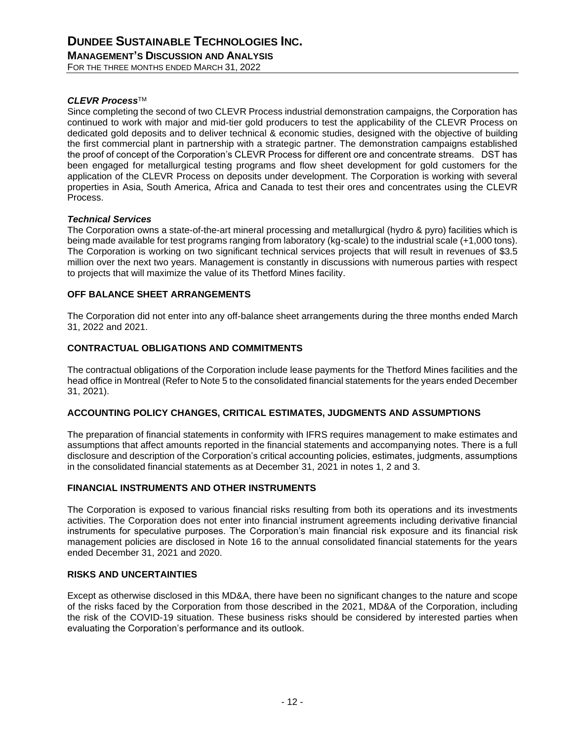### *CLEVR Process*™

Since completing the second of two CLEVR Process industrial demonstration campaigns, the Corporation has continued to work with major and mid-tier gold producers to test the applicability of the CLEVR Process on dedicated gold deposits and to deliver technical & economic studies, designed with the objective of building the first commercial plant in partnership with a strategic partner. The demonstration campaigns established the proof of concept of the Corporation's CLEVR Process for different ore and concentrate streams. DST has been engaged for metallurgical testing programs and flow sheet development for gold customers for the application of the CLEVR Process on deposits under development. The Corporation is working with several properties in Asia, South America, Africa and Canada to test their ores and concentrates using the CLEVR Process.

### *Technical Services*

The Corporation owns a state-of-the-art mineral processing and metallurgical (hydro & pyro) facilities which is being made available for test programs ranging from laboratory (kg-scale) to the industrial scale (+1,000 tons). The Corporation is working on two significant technical services projects that will result in revenues of $3.5 million over the next two years. Management is constantly in discussions with numerous parties with respect to projects that will maximize the value of its Thetford Mines facility.

## OFF BALANCE SHEET ARRANGEMENTS

The Corporation did not enter into any off-balance sheet arrangements during the three months ended March 31, 2022 and 2021.

## CONTRACTUAL OBLIGATIONS AND COMMITMENTS

The contractual obligations of the Corporation include lease payments for the Thetford Mines facilities and the head office in Montreal (Refer to Note 5 to the consolidated financial statements for the years ended December 31, 2021).

## ACCOUNTING POLICY CHANGES, CRITICAL ESTIMATES, JUDGMENTS AND ASSUMPTIONS

The preparation of financial statements in conformity with IFRS requires management to make estimates and assumptions that affect amounts reported in the financial statements and accompanying notes. There is a full disclosure and description of the Corporation's critical accounting policies, estimates, judgments, assumptions in the consolidated financial statements as at December 31, 2021 in notes 1, 2 and 3.

## FINANCIAL INSTRUMENTS AND OTHER INSTRUMENTS

The Corporation is exposed to various financial risks resulting from both its operations and its investments activities. The Corporation does not enter into financial instrument agreements including derivative financial instruments for speculative purposes. The Corporation's main financial risk exposure and its financial risk management policies are disclosed in Note 16 to the annual consolidated financial statements for the years ended December 31, 2021 and 2020.

## RISKS AND UNCERTAINTIES

Except as otherwise disclosed in this MD&A, there have been no significant changes to the nature and scope of the risks faced by the Corporation from those described in the 2021, MD&A of the Corporation, including the risk of the COVID-19 situation. These business risks should be considered by interested parties when evaluating the Corporation's performance and its outlook.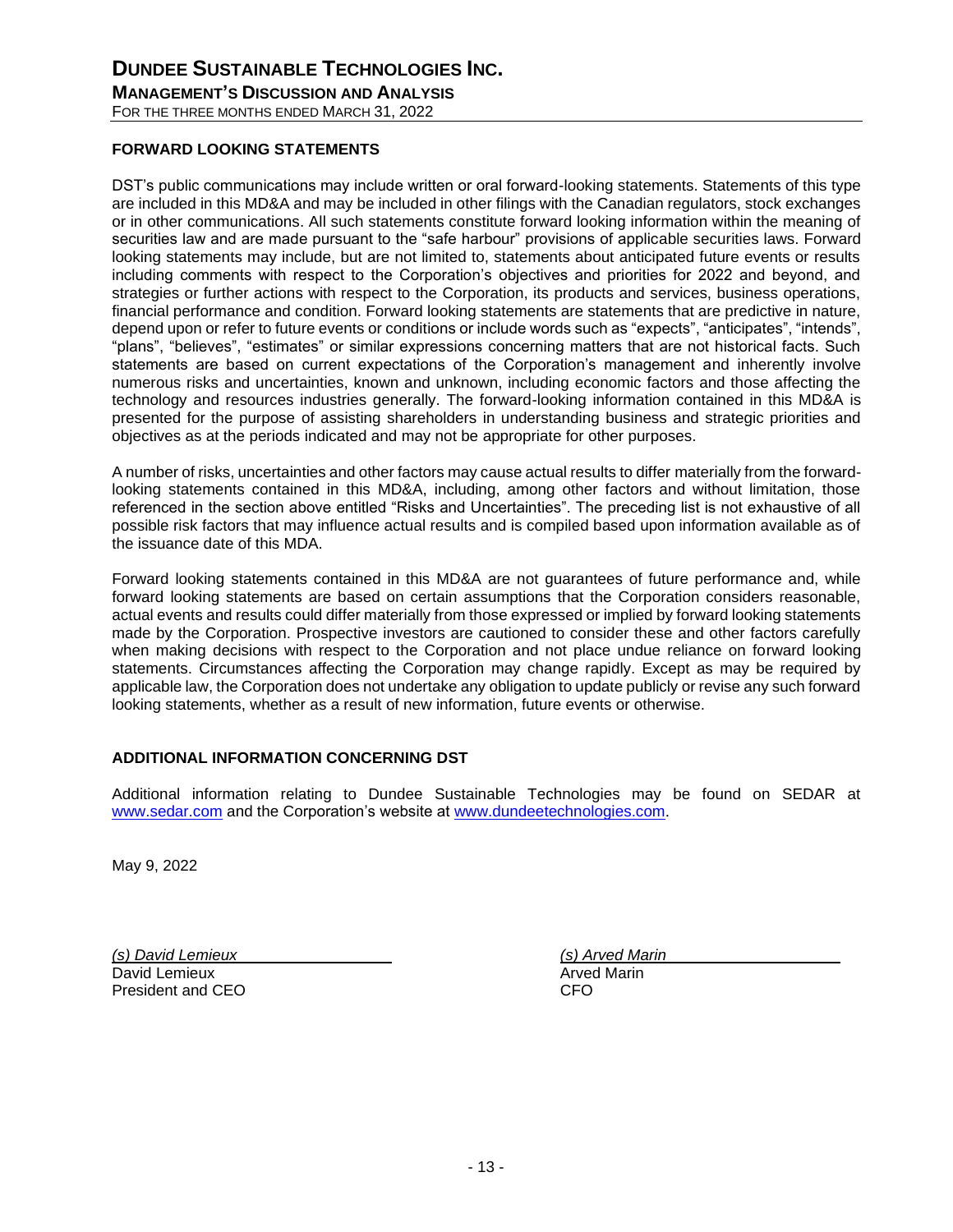## FORWARD LOOKING STATEMENTS

DST's public communications may include written or oral forward-looking statements. Statements of this type are included in this MD&A and may be included in other filings with the Canadian regulators, stock exchanges or in other communications. All such statements constitute forward looking information within the meaning of securities law and are made pursuant to the "safe harbour" provisions of applicable securities laws. Forward looking statements may include, but are not limited to, statements about anticipated future events or results including comments with respect to the Corporation's objectives and priorities for 2022 and beyond, and strategies or further actions with respect to the Corporation, its products and services, business operations, financial performance and condition. Forward looking statements are statements that are predictive in nature, depend upon or refer to future events or conditions or include words such as "expects", "anticipates", "intends", "plans", "believes", "estimates" or similar expressions concerning matters that are not historical facts. Such statements are based on current expectations of the Corporation's management and inherently involve numerous risks and uncertainties, known and unknown, including economic factors and those affecting the technology and resources industries generally. The forward-looking information contained in this MD&A is presented for the purpose of assisting shareholders in understanding business and strategic priorities and objectives as at the periods indicated and may not be appropriate for other purposes.

A number of risks, uncertainties and other factors may cause actual results to differ materially from the forward-looking statements contained in this MD&A, including, among other factors and without limitation, those referenced in the section above entitled "Risks and Uncertainties". The preceding list is not exhaustive of all possible risk factors that may influence actual results and is compiled based upon information available as of the issuance date of this MDA.

Forward looking statements contained in this MD&A are not guarantees of future performance and, while forward looking statements are based on certain assumptions that the Corporation considers reasonable, actual events and results could differ materially from those expressed or implied by forward looking statements made by the Corporation. Prospective investors are cautioned to consider these and other factors carefully when making decisions with respect to the Corporation and not place undue reliance on forward looking statements. Circumstances affecting the Corporation may change rapidly. Except as may be required by applicable law, the Corporation does not undertake any obligation to update publicly or revise any such forward looking statements, whether as a result of new information, future events or otherwise.

## ADDITIONAL INFORMATION CONCERNING DST

Additional information relating to Dundee Sustainable Technologies may be found on SEDAR at www.sedar.com and the Corporation's website at www.dundeetechnologies.com.

May 9, 2022

*(s) David Lemieux*
David Lemieux
President and CEO

*(s) Arved Marin*
Arved Marin
CFO